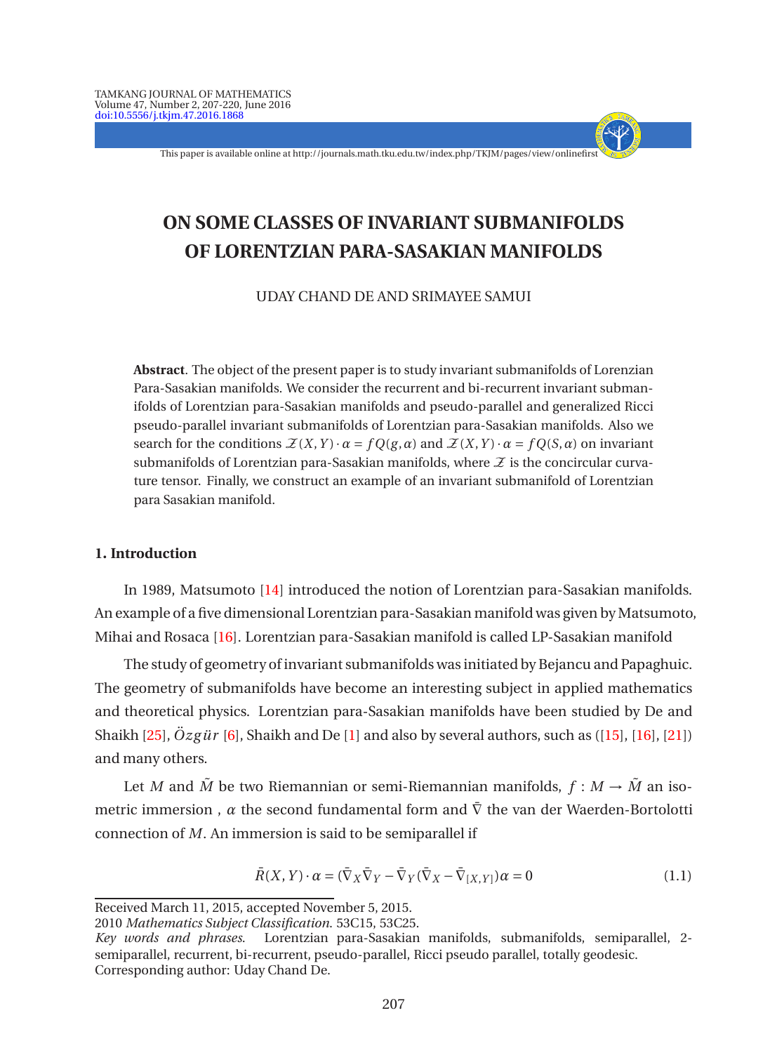# ON SOME CLASSES OF INVARIANT SUBMANIFOLDS OF LORENTZIAN PARA-SASAKIAN MANIFOLDS

UDAY CHAND DE AND SRIMAYEE SAMUI

**Abstract**. The object of the present paper is to study invariant submanifolds of Lorenzian Para-Sasakian manifolds. We consider the recurrent and bi-recurrent invariant submanifolds of Lorentzian para-Sasakian manifolds and pseudo-parallel and generalized Ricci pseudo-parallel invariant submanifolds of Lorentzian para-Sasakian manifolds. Also we search for the conditions $\mathcal{Z}(X,Y)\cdot\alpha = fQ(g,\alpha)$ and $\mathcal{Z}(X,Y)\cdot\alpha = fQ(S,\alpha)$ on invariant submanifolds of Lorentzian para-Sasakian manifolds, where $\mathcal{Z}$ is the concircular curvature tensor. Finally, we construct an example of an invariant submanifold of Lorentzian para Sasakian manifold.

## 1. Introduction

In 1989, Matsumoto [14] introduced the notion of Lorentzian para-Sasakian manifolds. An example of a five dimensional Lorentzian para-Sasakian manifold was given by Matsumoto, Mihai and Rosaca [16]. Lorentzian para-Sasakian manifold is called LP-Sasakian manifold

The study of geometry of invariant submanifolds was initiated by Bejancu and Papaghuic. The geometry of submanifolds have become an interesting subject in applied mathematics and theoretical physics. Lorentzian para-Sasakian manifolds have been studied by De and Shaikh [25], $\ddot{O}zg\ddot{u}r$ [6], Shaikh and De [1] and also by several authors, such as ([15], [16], [21]) and many others.

Let $M$ and $\tilde{M}$ be two Riemannian or semi-Riemannian manifolds, $f: M \to \tilde{M}$ an isometric immersion , $\alpha$ the second fundamental form and $\bar{\nabla}$ the van der Waerden-Bortolotti connection of $M$. An immersion is said to be semiparallel if

$$\bar{R}(X,Y)\cdot\alpha = (\bar{\nabla}_X\bar{\nabla}_Y - \bar{\nabla}_Y(\bar{\nabla}_X - \bar{\nabla}_{[X,Y]})\alpha = 0 \tag{1.1}$$

Received March 11, 2015, accepted November 5, 2015.

2010 *Mathematics Subject Classification*. 53C15, 53C25.

*Key words and phrases*. Lorentzian para-Sasakian manifolds, submanifolds, semiparallel, 2-semiparallel, recurrent, bi-recurrent, pseudo-parallel, Ricci pseudo parallel, totally geodesic.

Corresponding author: Uday Chand De.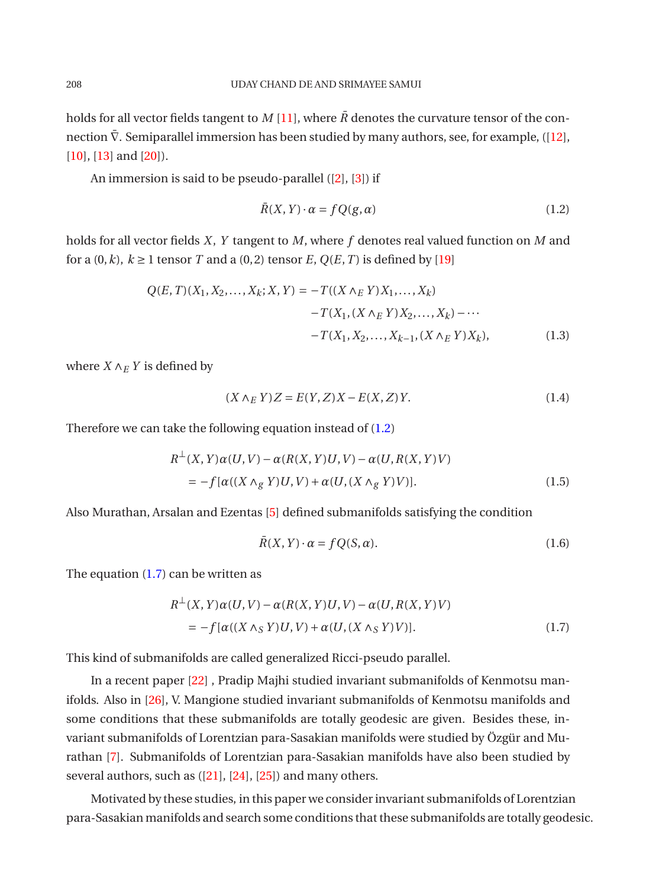holds for all vector fields tangent to $M$ [11], where $\bar{R}$ denotes the curvature tensor of the connection $\bar{\nabla}$. Semiparallel immersion has been studied by many authors, see, for example, ([12], [10], [13] and [20]).

An immersion is said to be pseudo-parallel ([2], [3]) if

$$\bar{R}(X,Y)\cdot\alpha = fQ(g,\alpha) \tag{1.2}$$

holds for all vector fields $X$, $Y$ tangent to $M$, where $f$ denotes real valued function on $M$ and for a $(0,k)$, $k \geq 1$ tensor $T$ and a $(0,2)$ tensor $E$, $Q(E,T)$ is defined by [19]

$$\begin{aligned} Q(E,T)(X_1, X_2, \dots, X_k; X, Y) = &-T((X\wedge_E Y)X_1, \dots, X_k) \\ &-T(X_1,(X\wedge_E Y)X_2,\dots,X_k) - \cdots \\ &-T(X_1, X_2, \dots, X_{k-1}, (X\wedge_E Y)X_k), \end{aligned} \tag{1.3}$$

where $X\wedge_E Y$ is defined by

$$(X\wedge_E Y)Z = E(Y,Z)X - E(X,Z)Y. \tag{1.4}$$

Therefore we can take the following equation instead of (1.2)

$$\begin{aligned} &R^{\perp}(X,Y)\alpha(U,V) - \alpha(R(X,Y)U,V) - \alpha(U,R(X,Y)V) \\ &\quad = -f[\alpha((X\wedge_g Y)U,V) + \alpha(U,(X\wedge_g Y)V)]. \end{aligned} \tag{1.5}$$

Also Murathan, Arsalan and Ezentas [5] defined submanifolds satisfying the condition

$$\bar{R}(X,Y)\cdot\alpha = fQ(S,\alpha). \tag{1.6}$$

The equation (1.7) can be written as

$$\begin{aligned} &R^{\perp}(X,Y)\alpha(U,V) - \alpha(R(X,Y)U,V) - \alpha(U,R(X,Y)V) \\ &\quad = -f[\alpha((X\wedge_S Y)U,V) + \alpha(U,(X\wedge_S Y)V)]. \end{aligned} \tag{1.7}$$

This kind of submanifolds are called generalized Ricci-pseudo parallel.

In a recent paper [22] , Pradip Majhi studied invariant submanifolds of Kenmotsu manifolds. Also in [26], V. Mangione studied invariant submanifolds of Kenmotsu manifolds and some conditions that these submanifolds are totally geodesic are given. Besides these, invariant submanifolds of Lorentzian para-Sasakian manifolds were studied by Özgür and Murathan [7]. Submanifolds of Lorentzian para-Sasakian manifolds have also been studied by several authors, such as ([21], [24], [25]) and many others.

Motivated by these studies, in this paper we consider invariant submanifolds of Lorentzian para-Sasakian manifolds and search some conditions that these submanifolds are totally geodesic.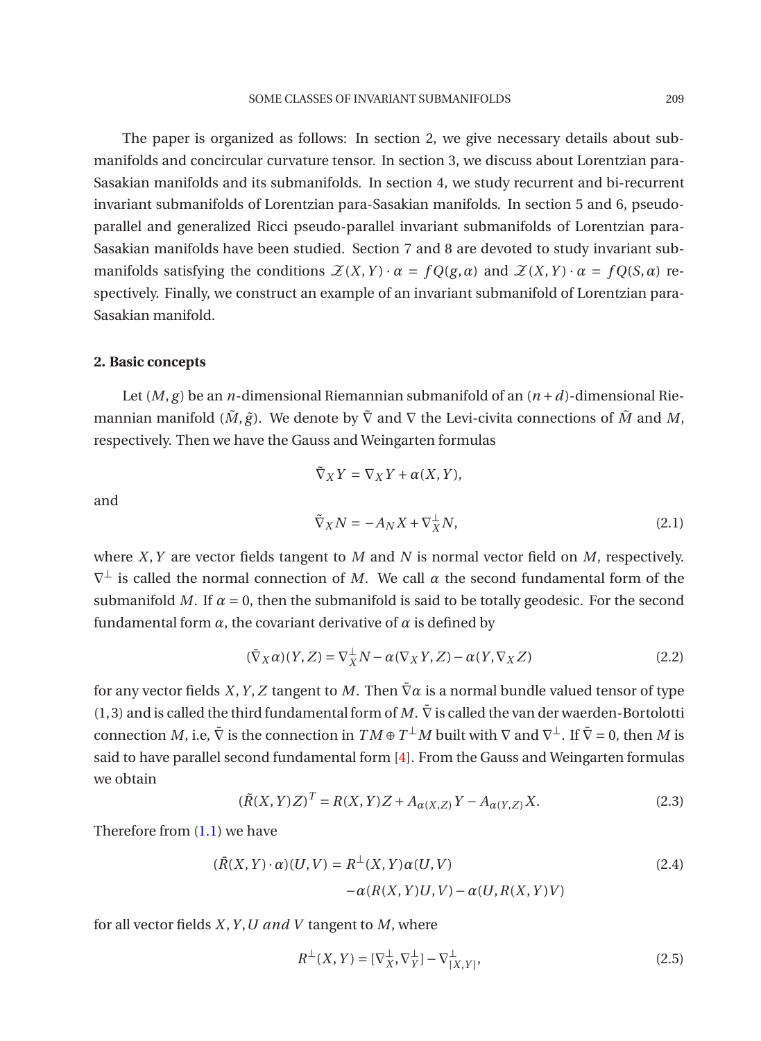The paper is organized as follows: In section 2, we give necessary details about submanifolds and concircular curvature tensor. In section 3, we discuss about Lorentzian para-Sasakian manifolds and its submanifolds. In section 4, we study recurrent and bi-recurrent invariant submanifolds of Lorentzian para-Sasakian manifolds. In section 5 and 6, pseudo-parallel and generalized Ricci pseudo-parallel invariant submanifolds of Lorentzian para-Sasakian manifolds have been studied. Section 7 and 8 are devoted to study invariant submanifolds satisfying the conditions $\mathcal{Z}(X,Y)\cdot\alpha = fQ(g,\alpha)$ and $\mathcal{Z}(X,Y)\cdot\alpha = fQ(S,\alpha)$ respectively. Finally, we construct an example of an invariant submanifold of Lorentzian para-Sasakian manifold.

## 2. Basic concepts

Let $(M,g)$ be an $n$-dimensional Riemannian submanifold of an $(n+d)$-dimensional Riemannian manifold $(\tilde{M},\tilde{g})$. We denote by $\tilde{\nabla}$ and $\nabla$ the Levi-civita connections of $\tilde{M}$ and $M$, respectively. Then we have the Gauss and Weingarten formulas

$$\tilde{\nabla}_X Y = \nabla_X Y + \alpha(X,Y),$$

and

$$\tilde{\nabla}_X N = -A_N X + \nabla^{\perp}_X N, \tag{2.1}$$

where $X,Y$ are vector fields tangent to $M$ and $N$ is normal vector field on $M$, respectively. $\nabla^{\perp}$ is called the normal connection of $M$. We call $\alpha$ the second fundamental form of the submanifold $M$. If $\alpha = 0$, then the submanifold is said to be totally geodesic. For the second fundamental form $\alpha$, the covariant derivative of $\alpha$ is defined by

$$(\bar{\nabla}_X\alpha)(Y,Z) = \nabla^{\perp}_X N - \alpha(\nabla_X Y, Z) - \alpha(Y,\nabla_X Z) \tag{2.2}$$

for any vector fields $X,Y,Z$ tangent to $M$. Then $\bar{\nabla}\alpha$ is a normal bundle valued tensor of type $(1,3)$ and is called the third fundamental form of $M$. $\bar{\nabla}$ is called the van der waerden-Bortolotti connection $M$, i.e, $\bar{\nabla}$ is the connection in $TM \oplus T^{\perp}M$ built with $\nabla$ and $\nabla^{\perp}$. If $\bar{\nabla} = 0$, then $M$ is said to have parallel second fundamental form [4]. From the Gauss and Weingarten formulas we obtain

$$(\tilde{R}(X,Y)Z)^T = R(X,Y)Z + A_{\alpha(X,Z)}Y - A_{\alpha(Y,Z)}X. \tag{2.3}$$

Therefore from (1.1) we have

$$(\bar{R}(X,Y)\cdot\alpha)(U,V) = R^{\perp}(X,Y)\alpha(U,V) \\ -\alpha(R(X,Y)U,V) - \alpha(U,R(X,Y)V) \tag{2.4}$$

for all vector fields $X,Y,U$ *and* $V$ tangent to $M$, where

$$R^{\perp}(X,Y) = [\nabla^{\perp}_X,\nabla^{\perp}_Y] - \nabla^{\perp}_{[X,Y]}, \tag{2.5}$$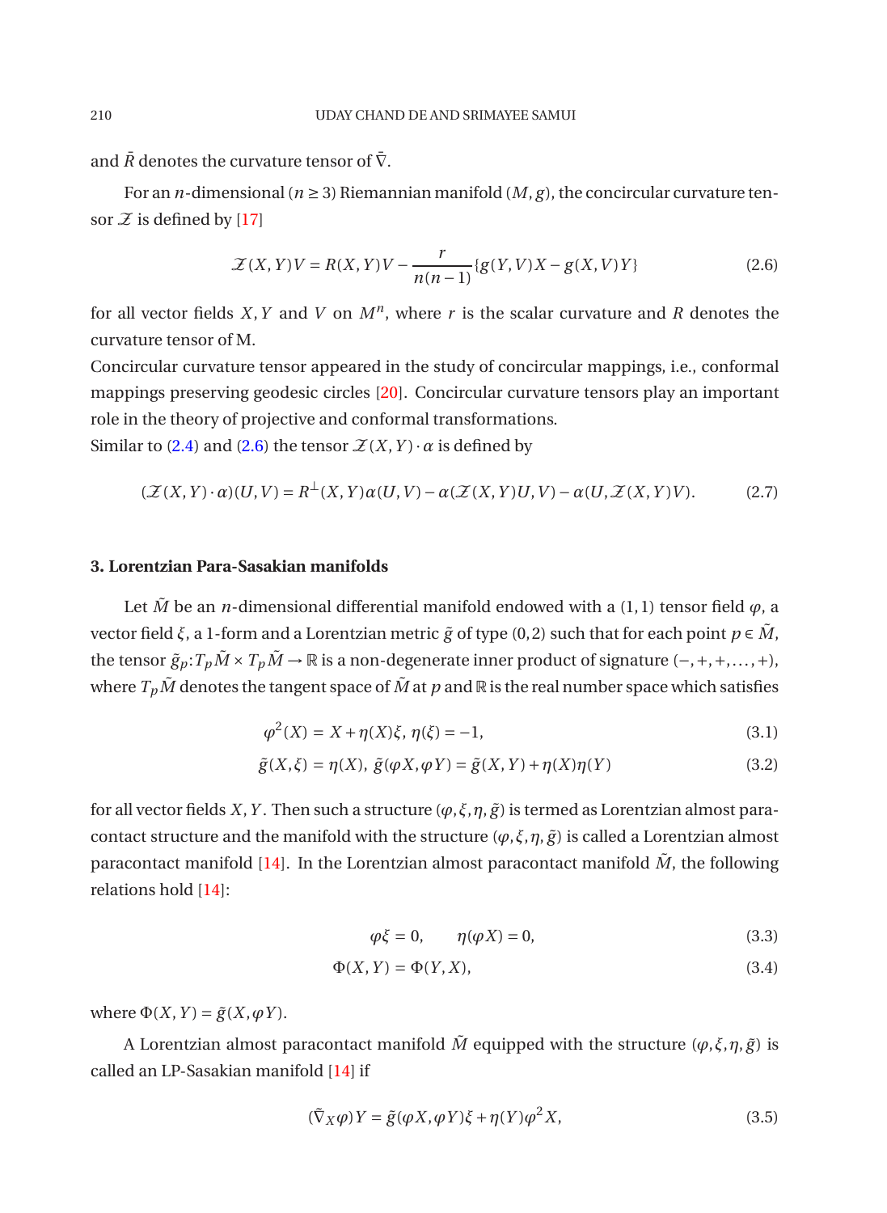and $\bar{R}$ denotes the curvature tensor of $\bar{\nabla}$.

For an $n$-dimensional ($n \geq 3$) Riemannian manifold $(M, g)$, the concircular curvature tensor $\mathcal{Z}$ is defined by [17]

$$\mathcal{Z}(X,Y)V = R(X,Y)V - \frac{r}{n(n-1)}\{g(Y,V)X - g(X,V)Y\} \tag{2.6}$$

for all vector fields $X, Y$ and $V$ on $M^n$, where $r$ is the scalar curvature and $R$ denotes the curvature tensor of M.

Concircular curvature tensor appeared in the study of concircular mappings, i.e., conformal mappings preserving geodesic circles [20]. Concircular curvature tensors play an important role in the theory of projective and conformal transformations.

Similar to (2.4) and (2.6) the tensor $\mathcal{Z}(X,Y)\cdot\alpha$ is defined by

$$(\mathcal{Z}(X,Y)\cdot\alpha)(U,V) = R^{\perp}(X,Y)\alpha(U,V) - \alpha(\mathcal{Z}(X,Y)U,V) - \alpha(U,\mathcal{Z}(X,Y)V). \tag{2.7}$$

### 3. Lorentzian Para-Sasakian manifolds

Let $\tilde{M}$ be an $n$-dimensional differential manifold endowed with a $(1,1)$ tensor field $\varphi$, a vector field $\xi$, a 1-form and a Lorentzian metric $\tilde{g}$ of type $(0,2)$ such that for each point $p \in \tilde{M}$, the tensor $\tilde{g}_p : T_p\tilde{M} \times T_p\tilde{M} \to \mathbb{R}$ is a non-degenerate inner product of signature $(-,+,+,\ldots,+)$, where $T_p\tilde{M}$ denotes the tangent space of $\tilde{M}$ at $p$ and $\mathbb{R}$ is the real number space which satisfies

$$\varphi^2(X) = X + \eta(X)\xi, \; \eta(\xi) = -1, \tag{3.1}$$

$$\tilde{g}(X,\xi) = \eta(X), \; \tilde{g}(\varphi X, \varphi Y) = \tilde{g}(X,Y) + \eta(X)\eta(Y) \tag{3.2}$$

for all vector fields $X, Y$. Then such a structure $(\varphi, \xi, \eta, \tilde{g})$ is termed as Lorentzian almost paracontact structure and the manifold with the structure $(\varphi, \xi, \eta, \tilde{g})$ is called a Lorentzian almost paracontact manifold [14]. In the Lorentzian almost paracontact manifold $\tilde{M}$, the following relations hold [14]:

$$\varphi\xi = 0, \qquad \eta(\varphi X) = 0, \tag{3.3}$$

$$\Phi(X,Y) = \Phi(Y,X), \tag{3.4}$$

where $\Phi(X,Y) = \tilde{g}(X, \varphi Y)$.

A Lorentzian almost paracontact manifold $\tilde{M}$ equipped with the structure $(\varphi, \xi, \eta, \tilde{g})$ is called an LP-Sasakian manifold [14] if

$$(\tilde{\nabla}_X \varphi)Y = \tilde{g}(\varphi X, \varphi Y)\xi + \eta(Y)\varphi^2 X, \tag{3.5}$$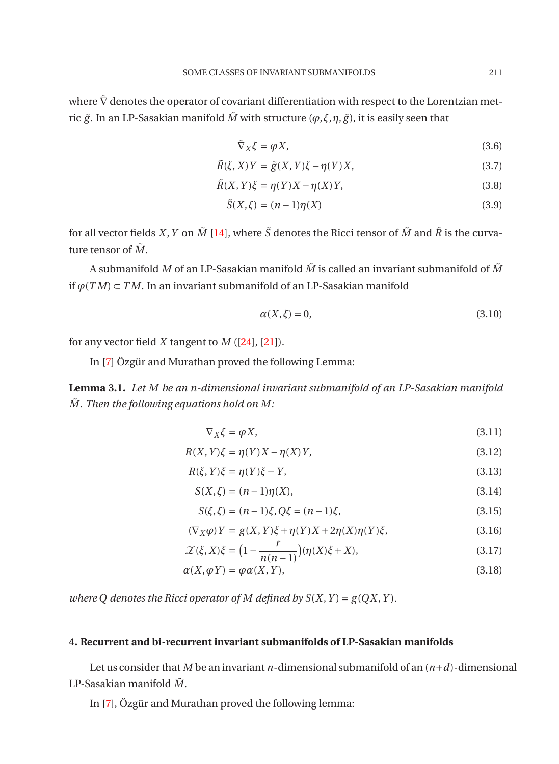where $\tilde{\nabla}$ denotes the operator of covariant differentiation with respect to the Lorentzian metric $\tilde{g}$. In an LP-Sasakian manifold $\tilde{M}$ with structure $(\varphi, \xi, \eta, \tilde{g})$, it is easily seen that

$$\tilde{\nabla}_X \xi = \varphi X, \tag{3.6}$$

$$\tilde{R}(\xi, X)Y = \tilde{g}(X, Y)\xi - \eta(Y)X, \tag{3.7}$$

$$\tilde{R}(X, Y)\xi = \eta(Y)X - \eta(X)Y, \tag{3.8}$$

$$\tilde{S}(X, \xi) = (n-1)\eta(X) \tag{3.9}$$

for all vector fields $X, Y$ on $\tilde{M}$ [14], where $\tilde{S}$ denotes the Ricci tensor of $\tilde{M}$ and $\tilde{R}$ is the curvature tensor of $\tilde{M}$.

A submanifold $M$ of an LP-Sasakian manifold $\tilde{M}$ is called an invariant submanifold of $\tilde{M}$ if $\varphi(TM) \subset TM$. In an invariant submanifold of an LP-Sasakian manifold

$$\alpha(X, \xi) = 0, \tag{3.10}$$

for any vector field $X$ tangent to $M$ ([24], [21]).

In [7] Özgür and Murathan proved the following Lemma:

**Lemma 3.1.** *Let $M$ be an $n$-dimensional invariant submanifold of an LP-Sasakian manifold $\tilde{M}$. Then the following equations hold on $M$:*

$$\nabla_X \xi = \varphi X, \tag{3.11}$$

$$R(X, Y)\xi = \eta(Y)X - \eta(X)Y, \tag{3.12}$$

$$R(\xi, Y)\xi = \eta(Y)\xi - Y, \tag{3.13}$$

$$S(X, \xi) = (n-1)\eta(X), \tag{3.14}$$

$$S(\xi, \xi) = (n-1)\xi, Q\xi = (n-1)\xi, \tag{3.15}$$

$$(\nabla_X \varphi)Y = g(X, Y)\xi + \eta(Y)X + 2\eta(X)\eta(Y)\xi, \tag{3.16}$$

$$\mathscr{Z}(\xi, X)\xi = \Big(1 - \frac{r}{n(n-1)}\Big)(\eta(X)\xi + X), \tag{3.17}$$

$$\alpha(X, \varphi Y) = \varphi\alpha(X, Y), \tag{3.18}$$

*where $Q$ denotes the Ricci operator of $M$ defined by $S(X, Y) = g(QX, Y)$.*

## 4. Recurrent and bi-recurrent invariant submanifolds of LP-Sasakian manifolds

Let us consider that $M$ be an invariant $n$-dimensional submanifold of an $(n+d)$-dimensional LP-Sasakian manifold $\tilde{M}$.

In [7], Özgür and Murathan proved the following lemma: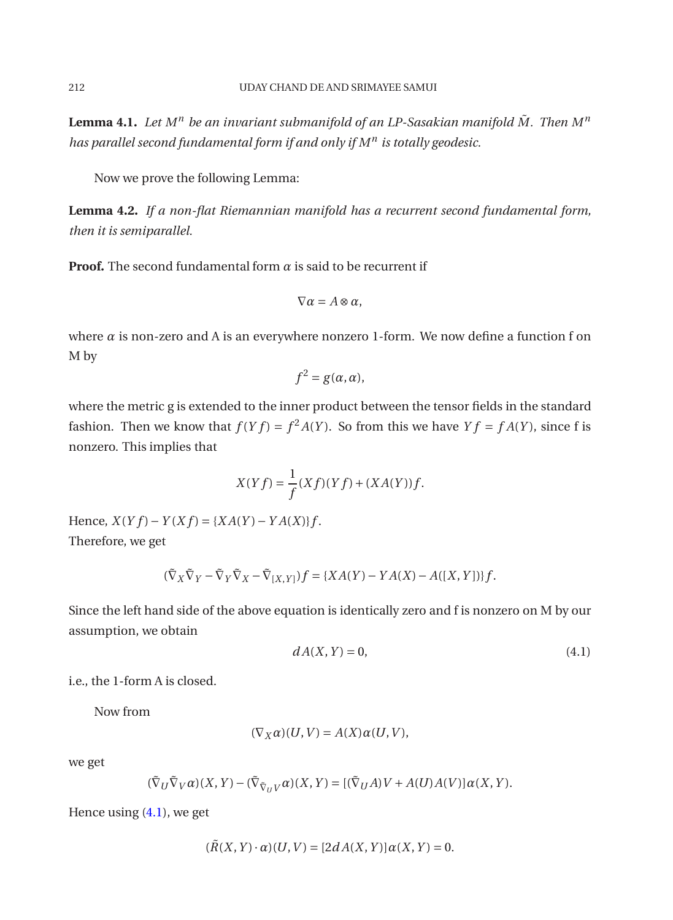**Lemma 4.1.** *Let $M^n$ be an invariant submanifold of an LP-Sasakian manifold $\tilde{M}$. Then $M^n$ has parallel second fundamental form if and only if $M^n$ is totally geodesic.*

Now we prove the following Lemma:

**Lemma 4.2.** *If a non-flat Riemannian manifold has a recurrent second fundamental form, then it is semiparallel.*

**Proof.** The second fundamental form $\alpha$ is said to be recurrent if

$$\nabla \alpha = A \otimes \alpha,$$

where $\alpha$ is non-zero and A is an everywhere nonzero 1-form. We now define a function f on M by

$$f^2 = g(\alpha, \alpha),$$

where the metric g is extended to the inner product between the tensor fields in the standard fashion. Then we know that $f(Yf) = f^2 A(Y)$. So from this we have $Yf = fA(Y)$, since f is nonzero. This implies that

$$X(Yf) = \frac{1}{f}(Xf)(Yf) + (XA(Y))f.$$

Hence, $X(Yf) - Y(Xf) = \{XA(Y) - YA(X)\}f$.
Therefore, we get

$$(\tilde{\nabla}_X \tilde{\nabla}_Y - \tilde{\nabla}_Y \tilde{\nabla}_X - \tilde{\nabla}_{[X,Y]})f = \{XA(Y) - YA(X) - A([X,Y])\}f.$$

Since the left hand side of the above equation is identically zero and f is nonzero on M by our assumption, we obtain

$$dA(X,Y) = 0, \tag{4.1}$$

i.e., the 1-form A is closed.

Now from

$$(\nabla_X \alpha)(U,V) = A(X)\alpha(U,V),$$

we get

$$(\tilde{\nabla}_U \tilde{\nabla}_V \alpha)(X,Y) - (\tilde{\nabla}_{\tilde{\nabla}_U V} \alpha)(X,Y) = [(\tilde{\nabla}_U A)V + A(U)A(V)]\alpha(X,Y).$$

Hence using (4.1), we get

$$(\tilde{R}(X,Y) \cdot \alpha)(U,V) = [2dA(X,Y)]\alpha(X,Y) = 0.$$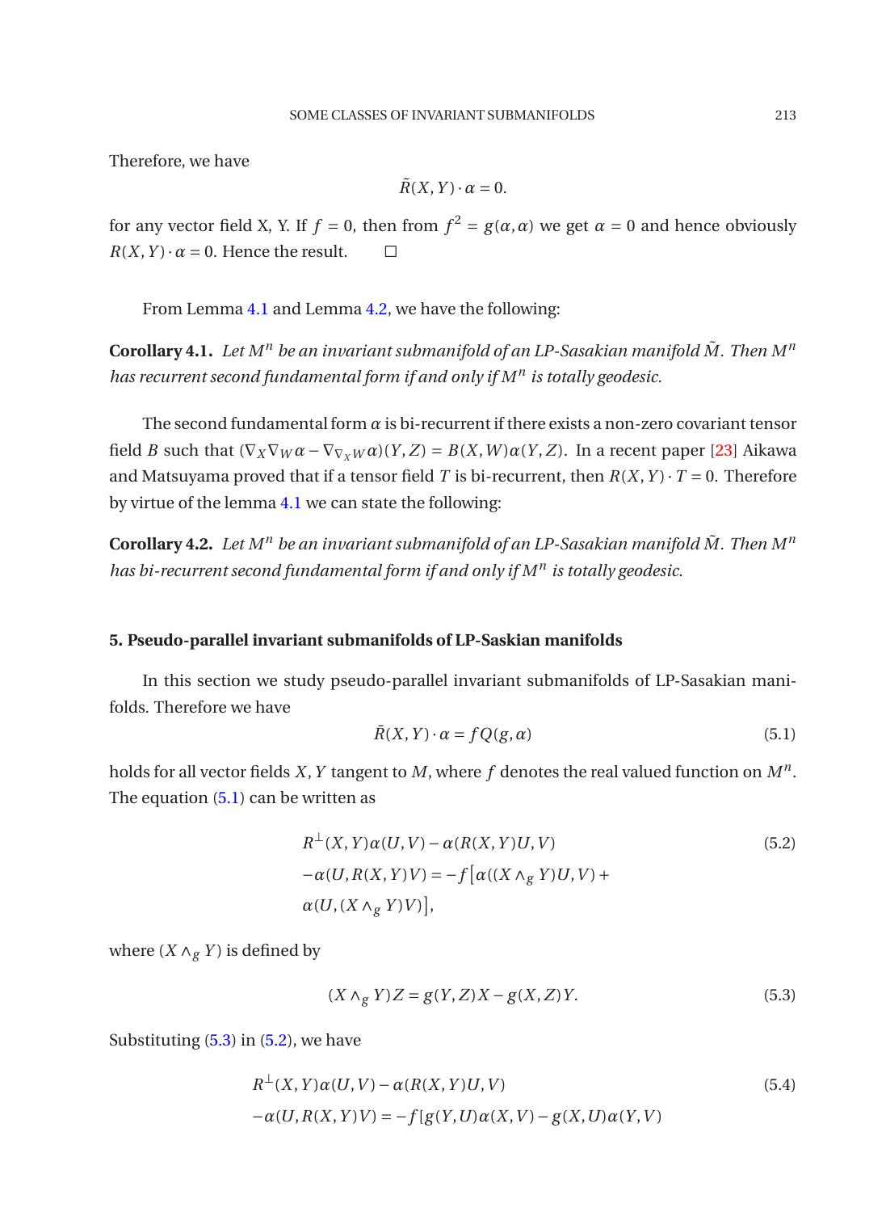Therefore, we have

$$\tilde{R}(X,Y)\cdot\alpha = 0.$$

for any vector field X, Y. If $f = 0$, then from $f^2 = g(\alpha,\alpha)$ we get $\alpha = 0$ and hence obviously $R(X,Y)\cdot\alpha = 0$. Hence the result. □

From Lemma 4.1 and Lemma 4.2, we have the following:

**Corollary 4.1.** *Let $M^n$ be an invariant submanifold of an LP-Sasakian manifold $\tilde{M}$. Then $M^n$ has recurrent second fundamental form if and only if $M^n$ is totally geodesic.*

The second fundamental form $\alpha$ is bi-recurrent if there exists a non-zero covariant tensor field $B$ such that $(\nabla_X\nabla_W\alpha - \nabla_{\nabla_X W}\alpha)(Y,Z) = B(X,W)\alpha(Y,Z)$. In a recent paper [23] Aikawa and Matsuyama proved that if a tensor field $T$ is bi-recurrent, then $R(X,Y)\cdot T = 0$. Therefore by virtue of the lemma 4.1 we can state the following:

**Corollary 4.2.** *Let $M^n$ be an invariant submanifold of an LP-Sasakian manifold $\tilde{M}$. Then $M^n$ has bi-recurrent second fundamental form if and only if $M^n$ is totally geodesic.*

## 5. Pseudo-parallel invariant submanifolds of LP-Saskian manifolds

In this section we study pseudo-parallel invariant submanifolds of LP-Sasakian manifolds. Therefore we have

$$\bar{R}(X,Y)\cdot\alpha = fQ(g,\alpha) \tag{5.1}$$

holds for all vector fields $X, Y$ tangent to $M$, where $f$ denotes the real valued function on $M^n$. The equation (5.1) can be written as

$$\begin{aligned} &R^{\perp}(X,Y)\alpha(U,V) - \alpha(R(X,Y)U,V) \\ &-\alpha(U,R(X,Y)V) = -f\big[\alpha((X\wedge_g Y)U,V) + \\ &\alpha(U,(X\wedge_g Y)V)\big], \end{aligned} \tag{5.2}$$

where $(X\wedge_g Y)$ is defined by

$$(X\wedge_g Y)Z = g(Y,Z)X - g(X,Z)Y. \tag{5.3}$$

Substituting (5.3) in (5.2), we have

$$\begin{aligned} &R^{\perp}(X,Y)\alpha(U,V) - \alpha(R(X,Y)U,V) \\ &-\alpha(U,R(X,Y)V) = -f[g(Y,U)\alpha(X,V) - g(X,U)\alpha(Y,V) \end{aligned} \tag{5.4}$$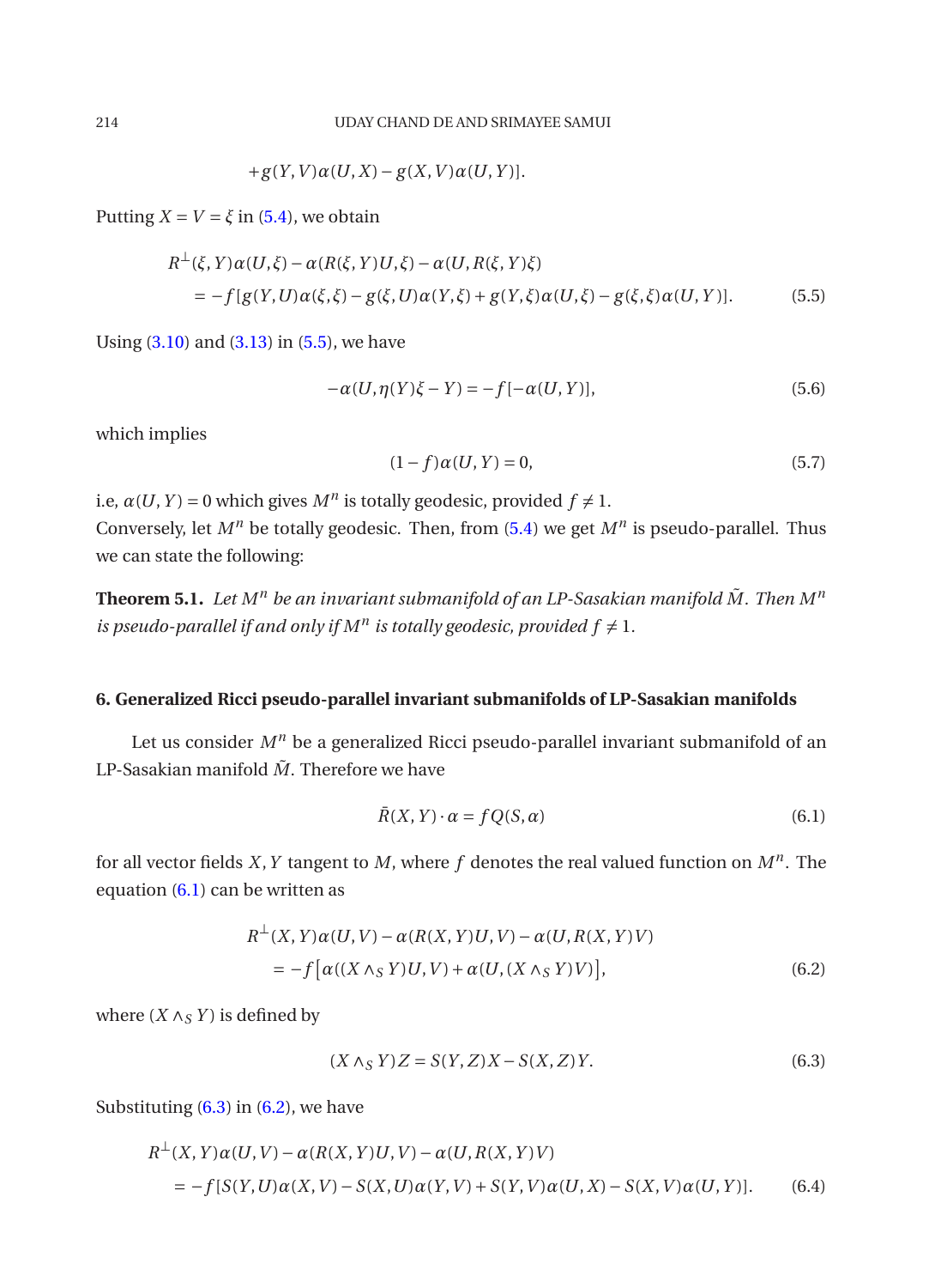$$+g(Y,V)\alpha(U,X) - g(X,V)\alpha(U,Y)].$$

Putting $X = V = \xi$ in (5.4), we obtain

$$\begin{aligned}
&R^{\perp}(\xi,Y)\alpha(U,\xi) - \alpha(R(\xi,Y)U,\xi) - \alpha(U,R(\xi,Y)\xi) \\
&\quad = -f[g(Y,U)\alpha(\xi,\xi) - g(\xi,U)\alpha(Y,\xi) + g(Y,\xi)\alpha(U,\xi) - g(\xi,\xi)\alpha(U,Y)]. \qquad (5.5)
\end{aligned}$$

Using (3.10) and (3.13) in (5.5), we have

$$-\alpha(U,\eta(Y)\xi - Y) = -f[-\alpha(U,Y)], \qquad (5.6)$$

which implies

$$(1-f)\alpha(U,Y) = 0, \qquad (5.7)$$

i.e, $\alpha(U,Y) = 0$ which gives $M^n$ is totally geodesic, provided $f \neq 1$.
Conversely, let $M^n$ be totally geodesic. Then, from (5.4) we get $M^n$ is pseudo-parallel. Thus we can state the following:

**Theorem 5.1.** *Let $M^n$ be an invariant submanifold of an LP-Sasakian manifold $\tilde{M}$. Then $M^n$ is pseudo-parallel if and only if $M^n$ is totally geodesic, provided $f \neq 1$.*

## 6. Generalized Ricci pseudo-parallel invariant submanifolds of LP-Sasakian manifolds

Let us consider $M^n$ be a generalized Ricci pseudo-parallel invariant submanifold of an LP-Sasakian manifold $\tilde{M}$. Therefore we have

$$\bar{R}(X,Y)\cdot\alpha = fQ(S,\alpha) \qquad (6.1)$$

for all vector fields $X, Y$ tangent to $M$, where $f$ denotes the real valued function on $M^n$. The equation (6.1) can be written as

$$\begin{aligned}
&R^{\perp}(X,Y)\alpha(U,V) - \alpha(R(X,Y)U,V) - \alpha(U,R(X,Y)V) \\
&\quad = -f\left[\alpha((X\wedge_S Y)U,V) + \alpha(U,(X\wedge_S Y)V)\right], \qquad (6.2)
\end{aligned}$$

where $(X \wedge_S Y)$ is defined by

$$(X\wedge_S Y)Z = S(Y,Z)X - S(X,Z)Y. \qquad (6.3)$$

Substituting (6.3) in (6.2), we have

$$\begin{aligned}
&R^{\perp}(X,Y)\alpha(U,V) - \alpha(R(X,Y)U,V) - \alpha(U,R(X,Y)V) \\
&\quad = -f[S(Y,U)\alpha(X,V) - S(X,U)\alpha(Y,V) + S(Y,V)\alpha(U,X) - S(X,V)\alpha(U,Y)]. \qquad (6.4)
\end{aligned}$$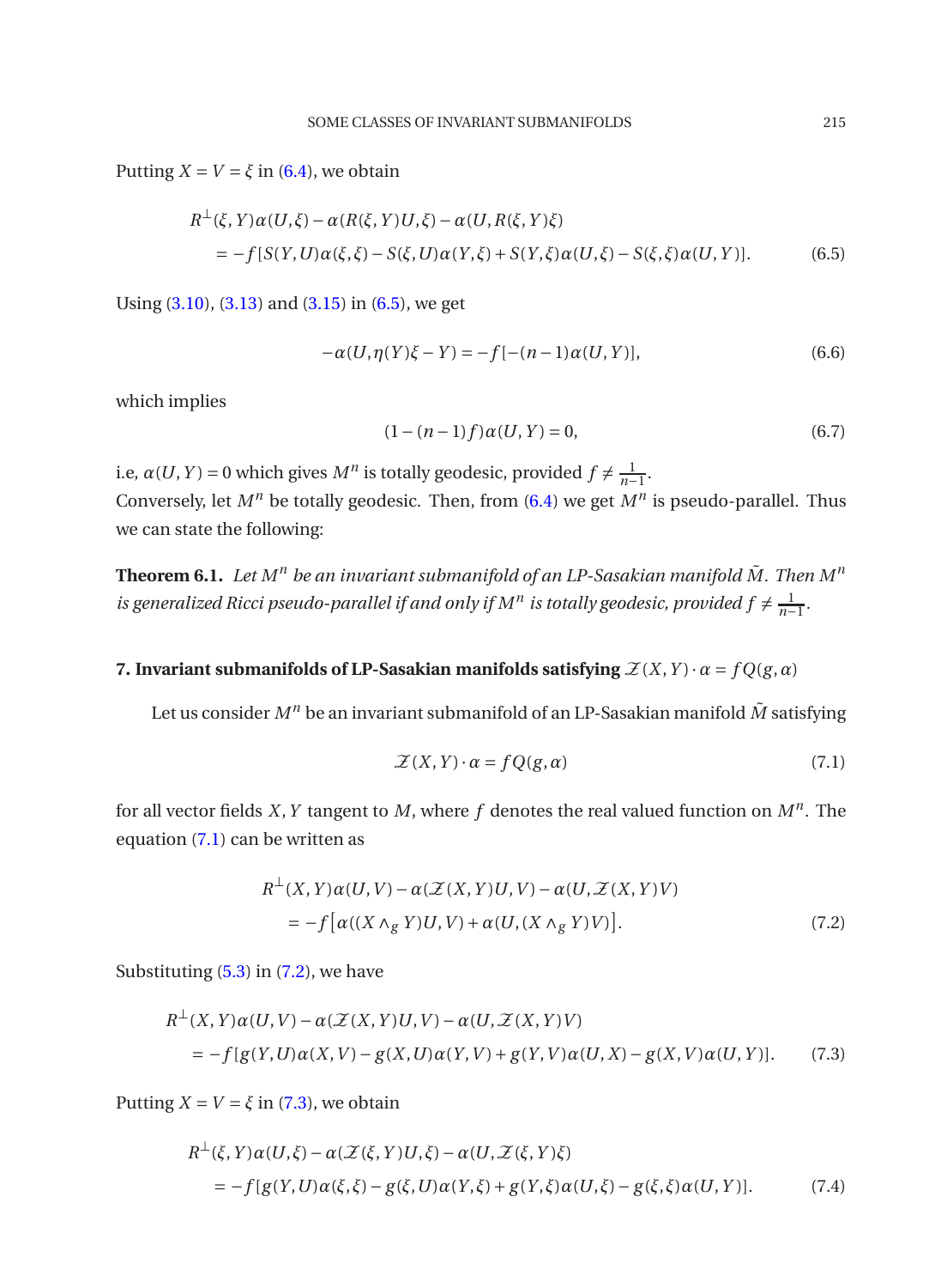Putting $X = V = \xi$ in (6.4), we obtain

$$
\begin{aligned}
&R^{\perp}(\xi, Y)\alpha(U,\xi) - \alpha(R(\xi,Y)U,\xi) - \alpha(U, R(\xi,Y)\xi) \\
&\quad = -f[S(Y,U)\alpha(\xi,\xi) - S(\xi,U)\alpha(Y,\xi) + S(Y,\xi)\alpha(U,\xi) - S(\xi,\xi)\alpha(U,Y)]. \qquad (6.5)
\end{aligned}
$$

Using (3.10), (3.13) and (3.15) in (6.5), we get

$$
-\alpha(U, \eta(Y)\xi - Y) = -f[-(n-1)\alpha(U,Y)], \qquad (6.6)
$$

which implies

$$
(1-(n-1)f)\alpha(U,Y) = 0, \qquad (6.7)
$$

i.e, $\alpha(U,Y) = 0$ which gives $M^n$ is totally geodesic, provided $f \neq \frac{1}{n-1}$.
Conversely, let $M^n$ be totally geodesic. Then, from (6.4) we get $M^n$ is pseudo-parallel. Thus we can state the following:

**Theorem 6.1.** *Let $M^n$ be an invariant submanifold of an LP-Sasakian manifold $\tilde{M}$. Then $M^n$ is generalized Ricci pseudo-parallel if and only if $M^n$ is totally geodesic, provided $f \neq \frac{1}{n-1}$.*

## 7. Invariant submanifolds of LP-Sasakian manifolds satisfying $\mathcal{Z}(X,Y)\cdot\alpha = fQ(g,\alpha)$

Let us consider $M^n$ be an invariant submanifold of an LP-Sasakian manifold $\tilde{M}$ satisfying

$$
\mathcal{Z}(X,Y)\cdot\alpha = fQ(g,\alpha) \qquad (7.1)
$$

for all vector fields $X, Y$ tangent to $M$, where $f$ denotes the real valued function on $M^n$. The equation (7.1) can be written as

$$
\begin{aligned}
&R^{\perp}(X,Y)\alpha(U,V) - \alpha(\mathcal{Z}(X,Y)U,V) - \alpha(U,\mathcal{Z}(X,Y)V) \\
&\quad = -f\big[\alpha((X\wedge_g Y)U,V) + \alpha(U,(X\wedge_g Y)V)\big]. \qquad (7.2)
\end{aligned}
$$

Substituting (5.3) in (7.2), we have

$$
\begin{aligned}
&R^{\perp}(X,Y)\alpha(U,V) - \alpha(\mathcal{Z}(X,Y)U,V) - \alpha(U,\mathcal{Z}(X,Y)V) \\
&\quad = -f[g(Y,U)\alpha(X,V) - g(X,U)\alpha(Y,V) + g(Y,V)\alpha(U,X) - g(X,V)\alpha(U,Y)]. \qquad (7.3)
\end{aligned}
$$

Putting $X = V = \xi$ in (7.3), we obtain

$$
\begin{aligned}
&R^{\perp}(\xi,Y)\alpha(U,\xi) - \alpha(\mathcal{Z}(\xi,Y)U,\xi) - \alpha(U,\mathcal{Z}(\xi,Y)\xi) \\
&\quad = -f[g(Y,U)\alpha(\xi,\xi) - g(\xi,U)\alpha(Y,\xi) + g(Y,\xi)\alpha(U,\xi) - g(\xi,\xi)\alpha(U,Y)]. \qquad (7.4)
\end{aligned}
$$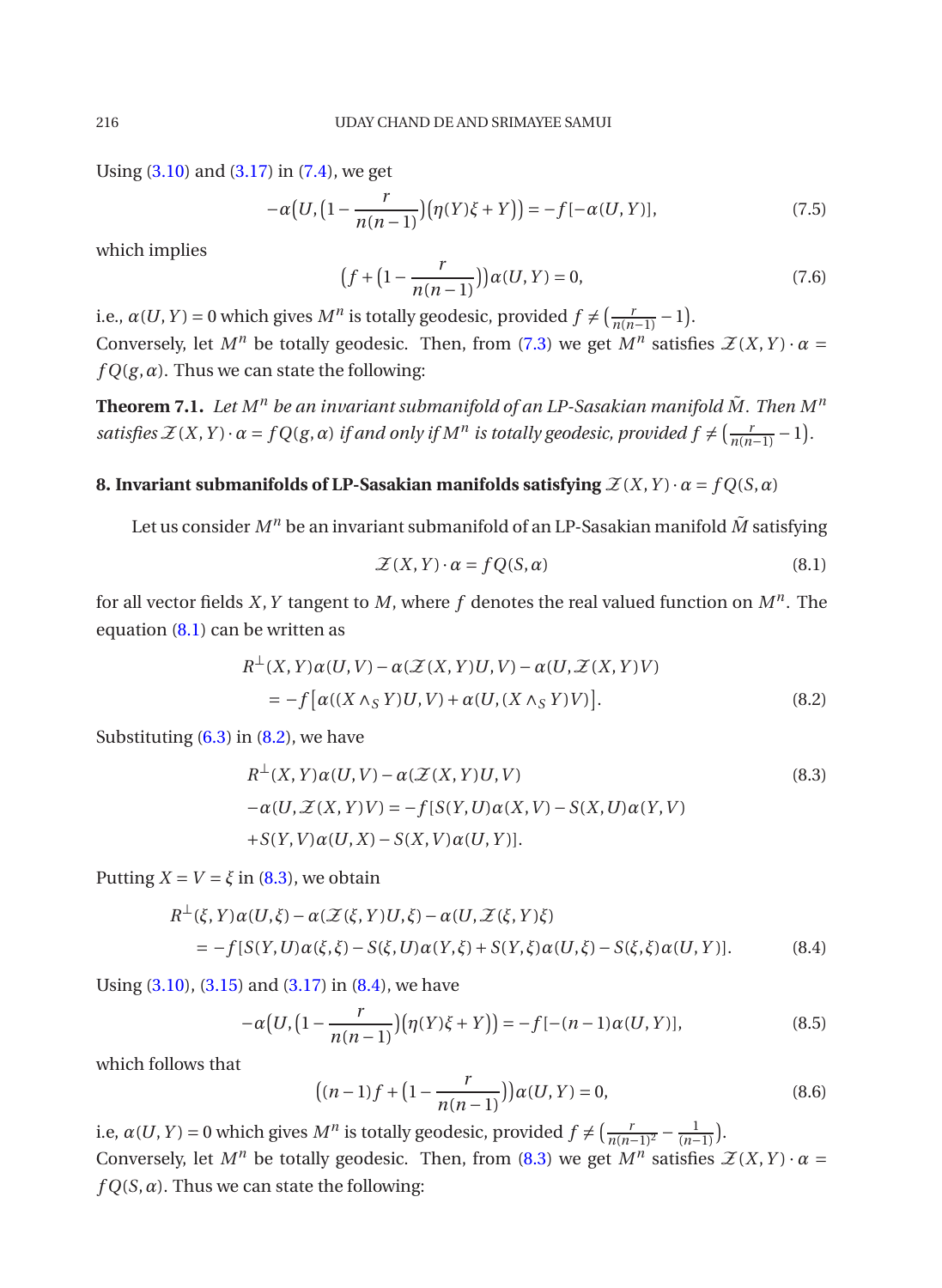Using (3.10) and (3.17) in (7.4), we get

$$-\alpha\big(U,\big(1-\frac{r}{n(n-1)}\big)\big(\eta(Y)\xi+Y\big)\big)=-f[-\alpha(U,Y)], \tag{7.5}$$

which implies

$$\big(f+\big(1-\frac{r}{n(n-1)}\big)\big)\alpha(U,Y)=0, \tag{7.6}$$

i.e., $\alpha(U,Y)=0$ which gives $M^n$ is totally geodesic, provided $f\neq\big(\frac{r}{n(n-1)}-1\big)$.
Conversely, let $M^n$ be totally geodesic. Then, from (7.3) we get $M^n$ satisfies $\mathcal{Z}(X,Y)\cdot\alpha = fQ(g,\alpha)$. Thus we can state the following:

**Theorem 7.1.** *Let $M^n$ be an invariant submanifold of an LP-Sasakian manifold $\tilde{M}$. Then $M^n$ satisfies $\mathcal{Z}(X,Y)\cdot\alpha = fQ(g,\alpha)$ if and only if $M^n$ is totally geodesic, provided $f\neq\big(\frac{r}{n(n-1)}-1\big)$.*

## 8. Invariant submanifolds of LP-Sasakian manifolds satisfying $\mathcal{Z}(X,Y)\cdot\alpha = fQ(S,\alpha)$

Let us consider $M^n$ be an invariant submanifold of an LP-Sasakian manifold $\tilde{M}$ satisfying

$$\mathcal{Z}(X,Y)\cdot\alpha = fQ(S,\alpha) \tag{8.1}$$

for all vector fields $X,Y$ tangent to $M$, where $f$ denotes the real valued function on $M^n$. The equation (8.1) can be written as

$$\begin{aligned}R^{\perp}(X,Y)\alpha(U,V)&-\alpha(\mathcal{Z}(X,Y)U,V)-\alpha(U,\mathcal{Z}(X,Y)V)\\&=-f\big[\alpha((X\wedge_S Y)U,V)+\alpha(U,(X\wedge_S Y)V)\big].\end{aligned} \tag{8.2}$$

Substituting (6.3) in (8.2), we have

$$\begin{aligned}&R^{\perp}(X,Y)\alpha(U,V)-\alpha(\mathcal{Z}(X,Y)U,V)\\&-\alpha(U,\mathcal{Z}(X,Y)V)=-f[S(Y,U)\alpha(X,V)-S(X,U)\alpha(Y,V)\\&+S(Y,V)\alpha(U,X)-S(X,V)\alpha(U,Y)].\end{aligned} \tag{8.3}$$

Putting $X=V=\xi$ in (8.3), we obtain

$$\begin{aligned}&R^{\perp}(\xi,Y)\alpha(U,\xi)-\alpha(\mathcal{Z}(\xi,Y)U,\xi)-\alpha(U,\mathcal{Z}(\xi,Y)\xi)\\&\quad=-f[S(Y,U)\alpha(\xi,\xi)-S(\xi,U)\alpha(Y,\xi)+S(Y,\xi)\alpha(U,\xi)-S(\xi,\xi)\alpha(U,Y)].\end{aligned} \tag{8.4}$$

Using (3.10), (3.15) and (3.17) in (8.4), we have

$$-\alpha\big(U,\big(1-\frac{r}{n(n-1)}\big)\big(\eta(Y)\xi+Y\big)\big)=-f[-(n-1)\alpha(U,Y)], \tag{8.5}$$

which follows that

$$\big((n-1)f+\big(1-\frac{r}{n(n-1)}\big)\big)\alpha(U,Y)=0, \tag{8.6}$$

i.e, $\alpha(U,Y)=0$ which gives $M^n$ is totally geodesic, provided $f\neq\big(\frac{r}{n(n-1)^2}-\frac{1}{(n-1)}\big)$.
Conversely, let $M^n$ be totally geodesic. Then, from (8.3) we get $M^n$ satisfies $\mathcal{Z}(X,Y)\cdot\alpha = fQ(S,\alpha)$. Thus we can state the following: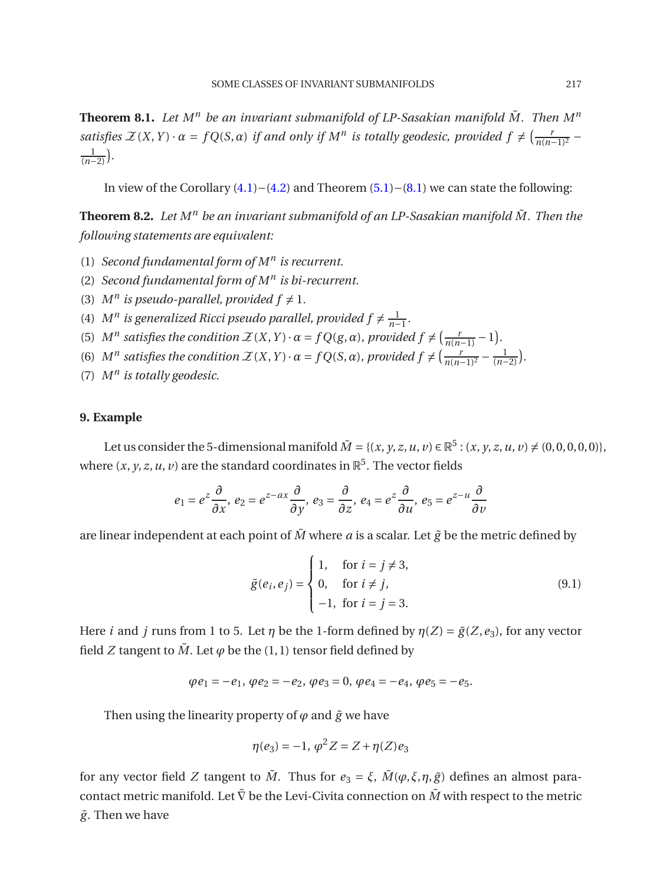**Theorem 8.1.** *Let $M^n$ be an invariant submanifold of LP-Sasakian manifold $\tilde{M}$. Then $M^n$ satisfies $\mathcal{Z}(X,Y)\cdot\alpha = fQ(S,\alpha)$ if and only if $M^n$ is totally geodesic, provided $f \neq \left(\frac{r}{n(n-1)^2} - \frac{1}{(n-2)}\right)$.*

In view of the Corollary (4.1)−(4.2) and Theorem (5.1)−(8.1) we can state the following:

**Theorem 8.2.** *Let $M^n$ be an invariant submanifold of an LP-Sasakian manifold $\tilde{M}$. Then the following statements are equivalent:*

(1) *Second fundamental form of $M^n$ is recurrent.*
(2) *Second fundamental form of $M^n$ is bi-recurrent.*
(3) *$M^n$ is pseudo-parallel, provided $f \neq 1$.*
(4) *$M^n$ is generalized Ricci pseudo parallel, provided $f \neq \frac{1}{n-1}$.*
(5) *$M^n$ satisfies the condition $\mathcal{Z}(X,Y)\cdot\alpha = fQ(g,\alpha)$, provided $f \neq \left(\frac{r}{n(n-1)} - 1\right)$.*
(6) *$M^n$ satisfies the condition $\mathcal{Z}(X,Y)\cdot\alpha = fQ(S,\alpha)$, provided $f \neq \left(\frac{r}{n(n-1)^2} - \frac{1}{(n-2)}\right)$.*
(7) *$M^n$ is totally geodesic.*

## 9. Example

Let us consider the 5-dimensional manifold $\tilde{M} = \{(x,y,z,u,v) \in \mathbb{R}^5 : (x,y,z,u,v) \neq (0,0,0,0,0)\}$, where $(x,y,z,u,v)$ are the standard coordinates in $\mathbb{R}^5$. The vector fields

$$e_1 = e^z \frac{\partial}{\partial x},\ e_2 = e^{z-ax}\frac{\partial}{\partial y},\ e_3 = \frac{\partial}{\partial z},\ e_4 = e^z\frac{\partial}{\partial u},\ e_5 = e^{z-u}\frac{\partial}{\partial v}$$

are linear independent at each point of $\tilde{M}$ where $a$ is a scalar. Let $\tilde{g}$ be the metric defined by

$$\tilde{g}(e_i,e_j) = \begin{cases} 1, & \text{for } i = j \neq 3, \\ 0, & \text{for } i \neq j, \\ -1, & \text{for } i = j = 3. \end{cases} \tag{9.1}$$

Here $i$ and $j$ runs from 1 to 5. Let $\eta$ be the 1-form defined by $\eta(Z) = \tilde{g}(Z,e_3)$, for any vector field $Z$ tangent to $\tilde{M}$. Let $\varphi$ be the $(1,1)$ tensor field defined by

$$\varphi e_1 = -e_1,\ \varphi e_2 = -e_2,\ \varphi e_3 = 0,\ \varphi e_4 = -e_4,\ \varphi e_5 = -e_5.$$

Then using the linearity property of $\varphi$ and $\tilde{g}$ we have

$$\eta(e_3) = -1,\ \varphi^2 Z = Z + \eta(Z)e_3$$

for any vector field $Z$ tangent to $\tilde{M}$. Thus for $e_3 = \xi$, $\tilde{M}(\varphi,\xi,\eta,\tilde{g})$ defines an almost para-contact metric manifold. Let $\tilde{\nabla}$ be the Levi-Civita connection on $\tilde{M}$ with respect to the metric $\tilde{g}$. Then we have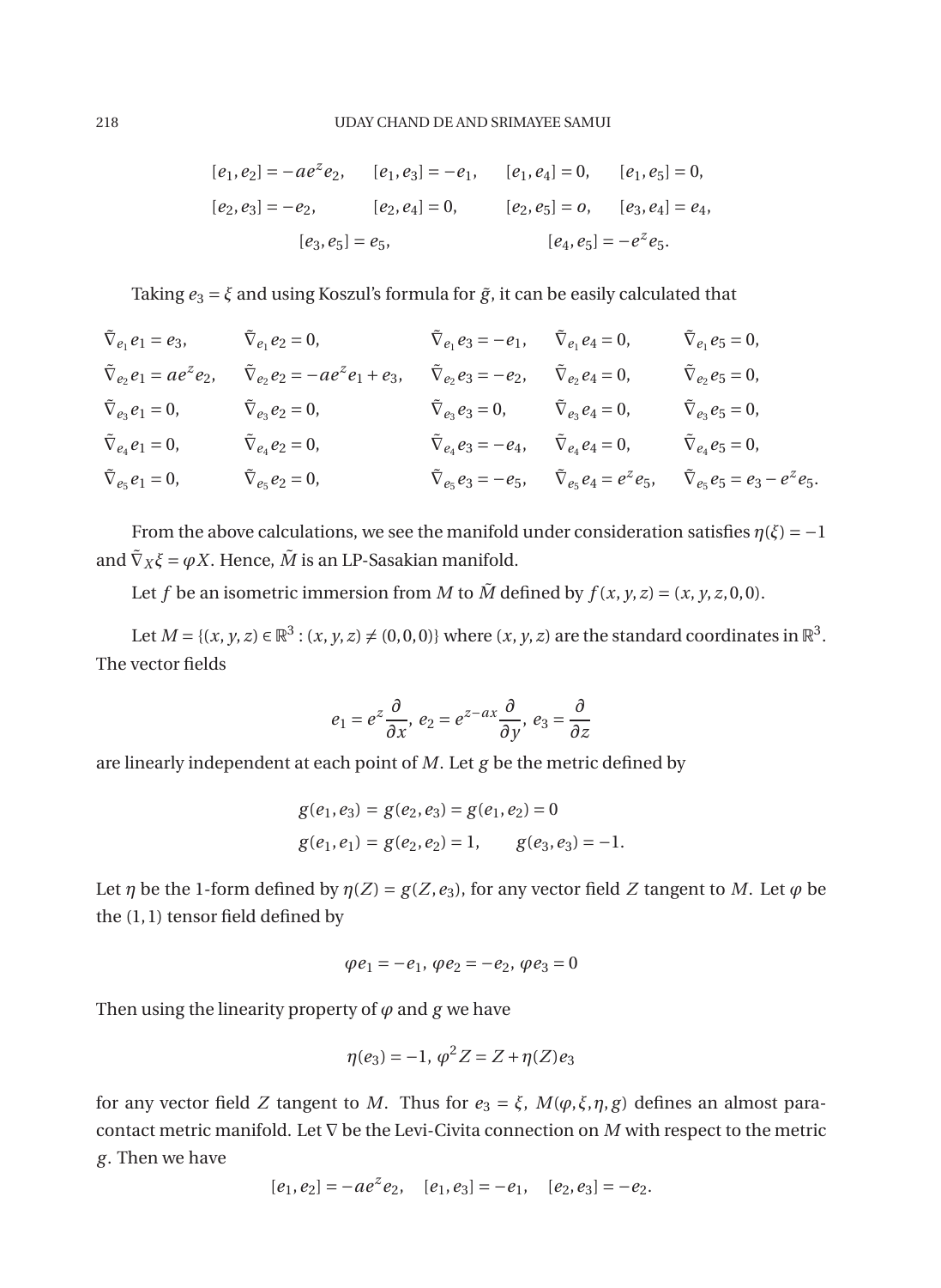$$[e_1, e_2] = -ae^z e_2, \quad [e_1, e_3] = -e_1, \quad [e_1, e_4] = 0, \quad [e_1, e_5] = 0,$$
$$[e_2, e_3] = -e_2, \quad [e_2, e_4] = 0, \quad [e_2, e_5] = o, \quad [e_3, e_4] = e_4,$$
$$[e_3, e_5] = e_5, \quad [e_4, e_5] = -e^z e_5.$$

Taking $e_3 = \xi$ and using Koszul's formula for $\tilde{g}$, it can be easily calculated that

$$\begin{array}{lllll}
\tilde{\nabla}_{e_1} e_1 = e_3, & \tilde{\nabla}_{e_1} e_2 = 0, & \tilde{\nabla}_{e_1} e_3 = -e_1, & \tilde{\nabla}_{e_1} e_4 = 0, & \tilde{\nabla}_{e_1} e_5 = 0, \\
\tilde{\nabla}_{e_2} e_1 = ae^z e_2, & \tilde{\nabla}_{e_2} e_2 = -ae^z e_1 + e_3, & \tilde{\nabla}_{e_2} e_3 = -e_2, & \tilde{\nabla}_{e_2} e_4 = 0, & \tilde{\nabla}_{e_2} e_5 = 0, \\
\tilde{\nabla}_{e_3} e_1 = 0, & \tilde{\nabla}_{e_3} e_2 = 0, & \tilde{\nabla}_{e_3} e_3 = 0, & \tilde{\nabla}_{e_3} e_4 = 0, & \tilde{\nabla}_{e_3} e_5 = 0, \\
\tilde{\nabla}_{e_4} e_1 = 0, & \tilde{\nabla}_{e_4} e_2 = 0, & \tilde{\nabla}_{e_4} e_3 = -e_4, & \tilde{\nabla}_{e_4} e_4 = 0, & \tilde{\nabla}_{e_4} e_5 = 0, \\
\tilde{\nabla}_{e_5} e_1 = 0, & \tilde{\nabla}_{e_5} e_2 = 0, & \tilde{\nabla}_{e_5} e_3 = -e_5, & \tilde{\nabla}_{e_5} e_4 = e^z e_5, & \tilde{\nabla}_{e_5} e_5 = e_3 - e^z e_5.
\end{array}$$

From the above calculations, we see the manifold under consideration satisfies $\eta(\xi) = -1$ and $\tilde{\nabla}_X \xi = \varphi X$. Hence, $\tilde{M}$ is an LP-Sasakian manifold.

Let $f$ be an isometric immersion from $M$ to $\tilde{M}$ defined by $f(x, y, z) = (x, y, z, 0, 0)$.

Let $M = \{(x, y, z) \in \mathbb{R}^3 : (x, y, z) \neq (0, 0, 0)\}$ where $(x, y, z)$ are the standard coordinates in $\mathbb{R}^3$. The vector fields

$$e_1 = e^z \frac{\partial}{\partial x}, \; e_2 = e^{z-ax} \frac{\partial}{\partial y}, \; e_3 = \frac{\partial}{\partial z}$$

are linearly independent at each point of $M$. Let $g$ be the metric defined by

$$g(e_1, e_3) = g(e_2, e_3) = g(e_1, e_2) = 0$$
$$g(e_1, e_1) = g(e_2, e_2) = 1, \qquad g(e_3, e_3) = -1.$$

Let $\eta$ be the 1-form defined by $\eta(Z) = g(Z, e_3)$, for any vector field $Z$ tangent to $M$. Let $\varphi$ be the $(1, 1)$ tensor field defined by

$$\varphi e_1 = -e_1, \; \varphi e_2 = -e_2, \; \varphi e_3 = 0$$

Then using the linearity property of $\varphi$ and $g$ we have

$$\eta(e_3) = -1, \; \varphi^2 Z = Z + \eta(Z) e_3$$

for any vector field $Z$ tangent to $M$. Thus for $e_3 = \xi$, $M(\varphi, \xi, \eta, g)$ defines an almost para-contact metric manifold. Let $\nabla$ be the Levi-Civita connection on $M$ with respect to the metric $g$. Then we have

$$[e_1, e_2] = -ae^z e_2, \quad [e_1, e_3] = -e_1, \quad [e_2, e_3] = -e_2.$$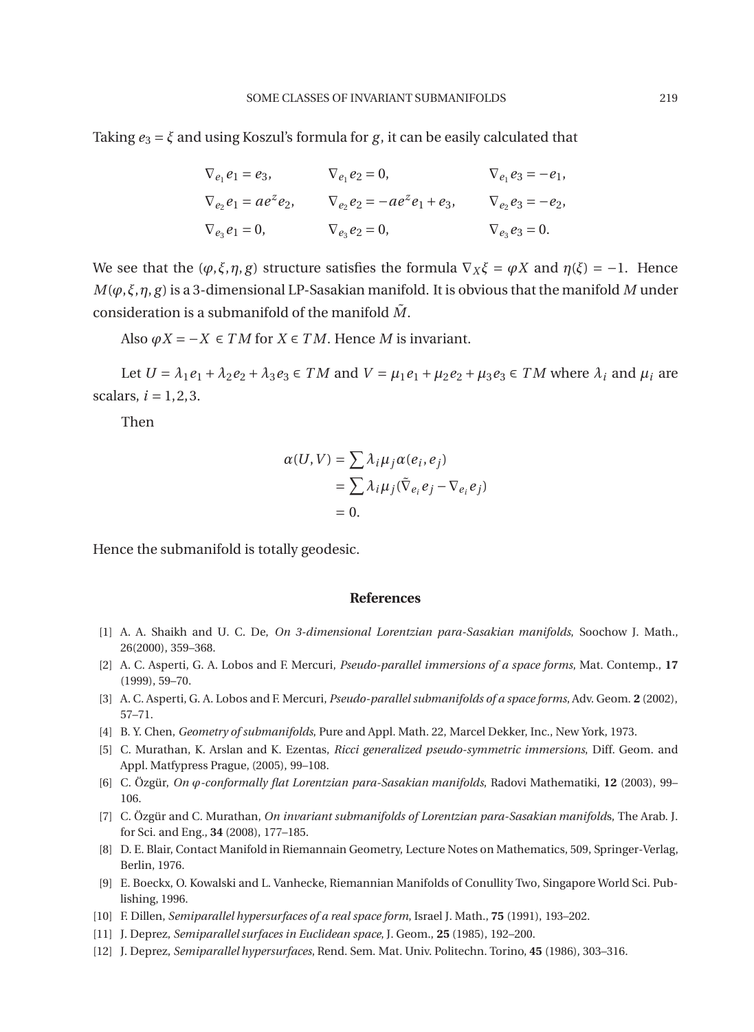Taking $e_3 = \xi$ and using Koszul's formula for $g$, it can be easily calculated that

$$
\begin{array}{lll}
\nabla_{e_1} e_1 = e_3, & \nabla_{e_1} e_2 = 0, & \nabla_{e_1} e_3 = -e_1, \\
\nabla_{e_2} e_1 = ae^z e_2, & \nabla_{e_2} e_2 = -ae^z e_1 + e_3, & \nabla_{e_2} e_3 = -e_2, \\
\nabla_{e_3} e_1 = 0, & \nabla_{e_3} e_2 = 0, & \nabla_{e_3} e_3 = 0.
\end{array}
$$

We see that the $(\varphi, \xi, \eta, g)$ structure satisfies the formula $\nabla_X \xi = \varphi X$ and $\eta(\xi) = -1$. Hence $M(\varphi, \xi, \eta, g)$ is a 3-dimensional LP-Sasakian manifold. It is obvious that the manifold $M$ under consideration is a submanifold of the manifold $\tilde{M}$.

Also $\varphi X = -X \in TM$ for $X \in TM$. Hence $M$ is invariant.

Let $U = \lambda_1 e_1 + \lambda_2 e_2 + \lambda_3 e_3 \in TM$ and $V = \mu_1 e_1 + \mu_2 e_2 + \mu_3 e_3 \in TM$ where $\lambda_i$ and $\mu_i$ are scalars, $i = 1, 2, 3$.

Then

$$
\begin{aligned}
\alpha(U, V) &= \sum \lambda_i \mu_j \alpha(e_i, e_j) \\
&= \sum \lambda_i \mu_j (\tilde{\nabla}_{e_i} e_j - \nabla_{e_i} e_j) \\
&= 0.
\end{aligned}
$$

Hence the submanifold is totally geodesic.

## References

[1] A. A. Shaikh and U. C. De, *On 3-dimensional Lorentzian para-Sasakian manifolds*, Soochow J. Math., 26(2000), 359–368.

[2] A. C. Asperti, G. A. Lobos and F. Mercuri, *Pseudo-parallel immersions of a space forms*, Mat. Contemp., **17** (1999), 59–70.

[3] A. C. Asperti, G. A. Lobos and F. Mercuri, *Pseudo-parallel submanifolds of a space forms*, Adv. Geom. **2** (2002), 57–71.

[4] B. Y. Chen, *Geometry of submanifolds*, Pure and Appl. Math. 22, Marcel Dekker, Inc., New York, 1973.

[5] C. Murathan, K. Arslan and K. Ezentas, *Ricci generalized pseudo-symmetric immersions*, Diff. Geom. and Appl. Matfypress Prague, (2005), 99–108.

[6] C. Özgür, *On φ-conformally flat Lorentzian para-Sasakian manifolds*, Radovi Mathematiki, **12** (2003), 99–106.

[7] C. Özgür and C. Murathan, *On invariant submanifolds of Lorentzian para-Sasakian manifold*s, The Arab. J. for Sci. and Eng., **34** (2008), 177–185.

[8] D. E. Blair, Contact Manifold in Riemannain Geometry, Lecture Notes on Mathematics, 509, Springer-Verlag, Berlin, 1976.

[9] E. Boeckx, O. Kowalski and L. Vanhecke, Riemannian Manifolds of Conullity Two, Singapore World Sci. Publishing, 1996.

[10] F. Dillen, *Semiparallel hypersurfaces of a real space form*, Israel J. Math., **75** (1991), 193–202.

[11] J. Deprez, *Semiparallel surfaces in Euclidean space*, J. Geom., **25** (1985), 192–200.

[12] J. Deprez, *Semiparallel hypersurfaces*, Rend. Sem. Mat. Univ. Politechn. Torino, **45** (1986), 303–316.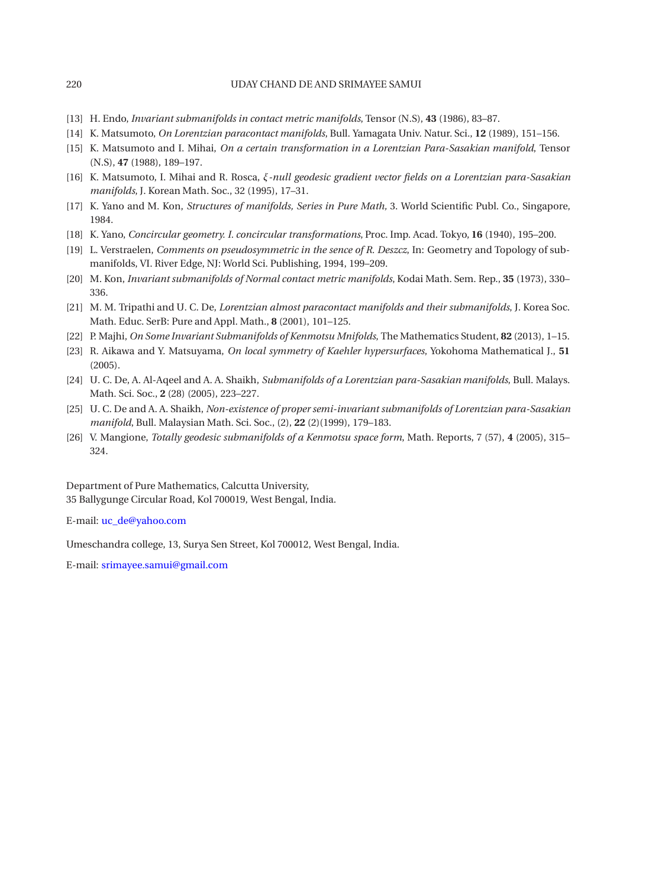[13] H. Endo, *Invariant submanifolds in contact metric manifolds*, Tensor (N.S), **43** (1986), 83–87.

[14] K. Matsumoto, *On Lorentzian paracontact manifolds*, Bull. Yamagata Univ. Natur. Sci., **12** (1989), 151–156.

[15] K. Matsumoto and I. Mihai, *On a certain transformation in a Lorentzian Para-Sasakian manifold*, Tensor (N.S), **47** (1988), 189–197.

[16] K. Matsumoto, I. Mihai and R. Rosca, *$\xi$-null geodesic gradient vector fields on a Lorentzian para-Sasakian manifolds*, J. Korean Math. Soc., 32 (1995), 17–31.

[17] K. Yano and M. Kon, *Structures of manifolds, Series in Pure Math,* 3. World Scientific Publ. Co., Singapore, 1984.

[18] K. Yano, *Concircular geometry. I. concircular transformations*, Proc. Imp. Acad. Tokyo, **16** (1940), 195–200.

[19] L. Verstraelen, *Comments on pseudosymmetric in the sence of R. Deszcz*, In: Geometry and Topology of submanifolds, VI. River Edge, NJ: World Sci. Publishing, 1994, 199–209.

[20] M. Kon, *Invariant submanifolds of Normal contact metric manifolds*, Kodai Math. Sem. Rep., **35** (1973), 330–336.

[21] M. M. Tripathi and U. C. De, *Lorentzian almost paracontact manifolds and their submanifolds*, J. Korea Soc. Math. Educ. SerB: Pure and Appl. Math., **8** (2001), 101–125.

[22] P. Majhi, *On Some Invariant Submanifolds of Kenmotsu Mnifolds*, The Mathematics Student, **82** (2013), 1–15.

[23] R. Aikawa and Y. Matsuyama, *On local symmetry of Kaehler hypersurfaces*, Yokohoma Mathematical J., **51** (2005).

[24] U. C. De, A. Al-Aqeel and A. A. Shaikh, *Submanifolds of a Lorentzian para-Sasakian manifolds*, Bull. Malays. Math. Sci. Soc., **2** (28) (2005), 223–227.

[25] U. C. De and A. A. Shaikh, *Non-existence of proper semi-invariant submanifolds of Lorentzian para-Sasakian manifold*, Bull. Malaysian Math. Sci. Soc., (2), **22** (2)(1999), 179–183.

[26] V. Mangione, *Totally geodesic submanifolds of a Kenmotsu space form*, Math. Reports, 7 (57), **4** (2005), 315–324.

Department of Pure Mathematics, Calcutta University,
35 Ballygunge Circular Road, Kol 700019, West Bengal, India.

E-mail: uc_de@yahoo.com

Umeschandra college, 13, Surya Sen Street, Kol 700012, West Bengal, India.

E-mail: srimayee.samui@gmail.com